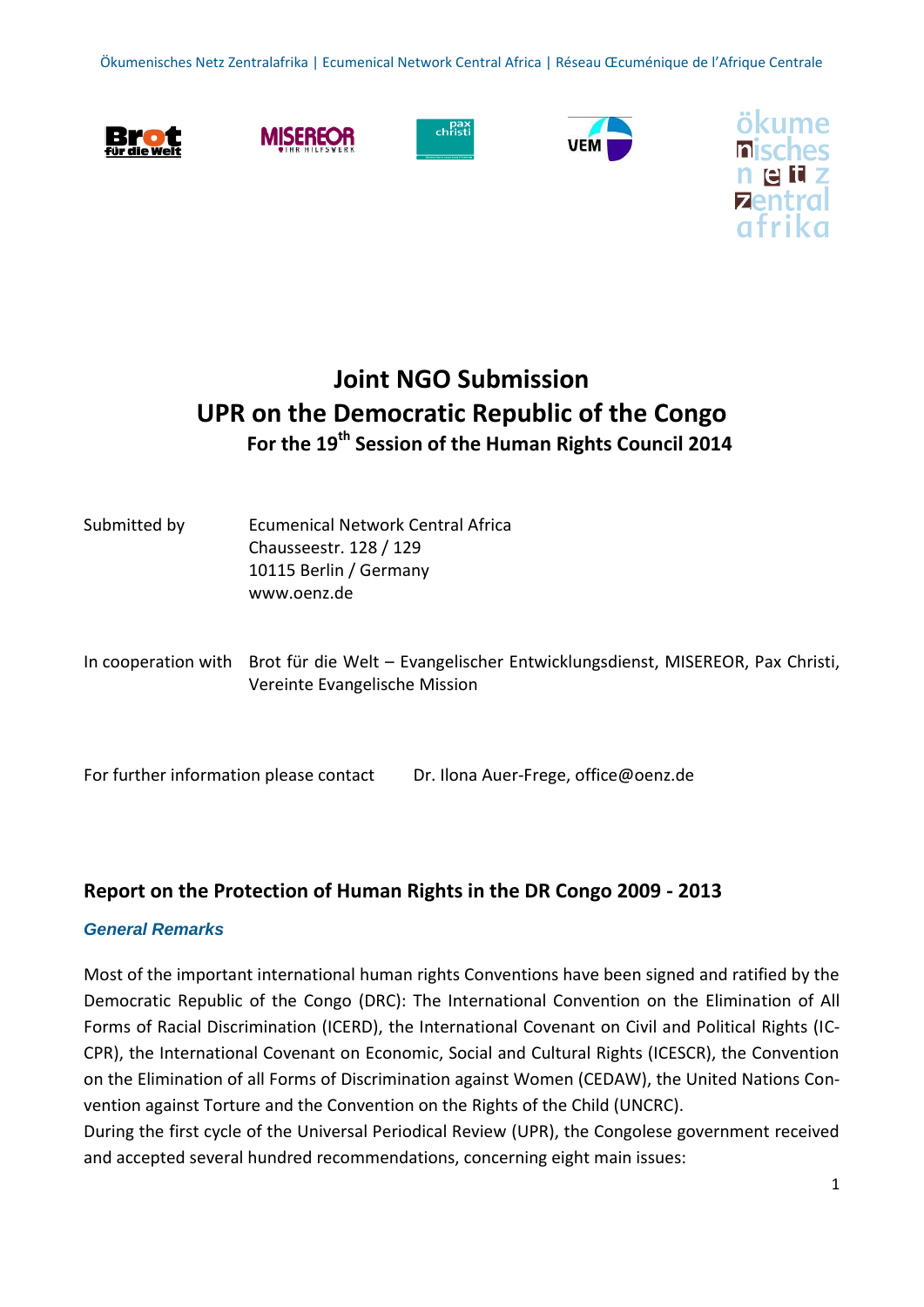Ökumenisches Netz Zentralafrika | Ecumenical Network Central Africa | Réseau Œcuménique de l'Afrique Centrale

# Joint NGO Submission
# UPR on the Democratic Republic of the Congo
## For the 19th Session of the Human Rights Council 2014

Submitted by Ecumenical Network Central Africa
Chausseestr. 128 / 129
10115 Berlin / Germany
www.oenz.de

In cooperation with Brot für die Welt – Evangelischer Entwicklungsdienst, MISEREOR, Pax Christi, Vereinte Evangelische Mission

For further information please contact Dr. Ilona Auer-Frege, office@oenz.de

## Report on the Protection of Human Rights in the DR Congo 2009 - 2013

### *General Remarks*

Most of the important international human rights Conventions have been signed and ratified by the Democratic Republic of the Congo (DRC): The International Convention on the Elimination of All Forms of Racial Discrimination (ICERD), the International Covenant on Civil and Political Rights (IC-CPR), the International Covenant on Economic, Social and Cultural Rights (ICESCR), the Convention on the Elimination of all Forms of Discrimination against Women (CEDAW), the United Nations Convention against Torture and the Convention on the Rights of the Child (UNCRC).
During the first cycle of the Universal Periodical Review (UPR), the Congolese government received and accepted several hundred recommendations, concerning eight main issues: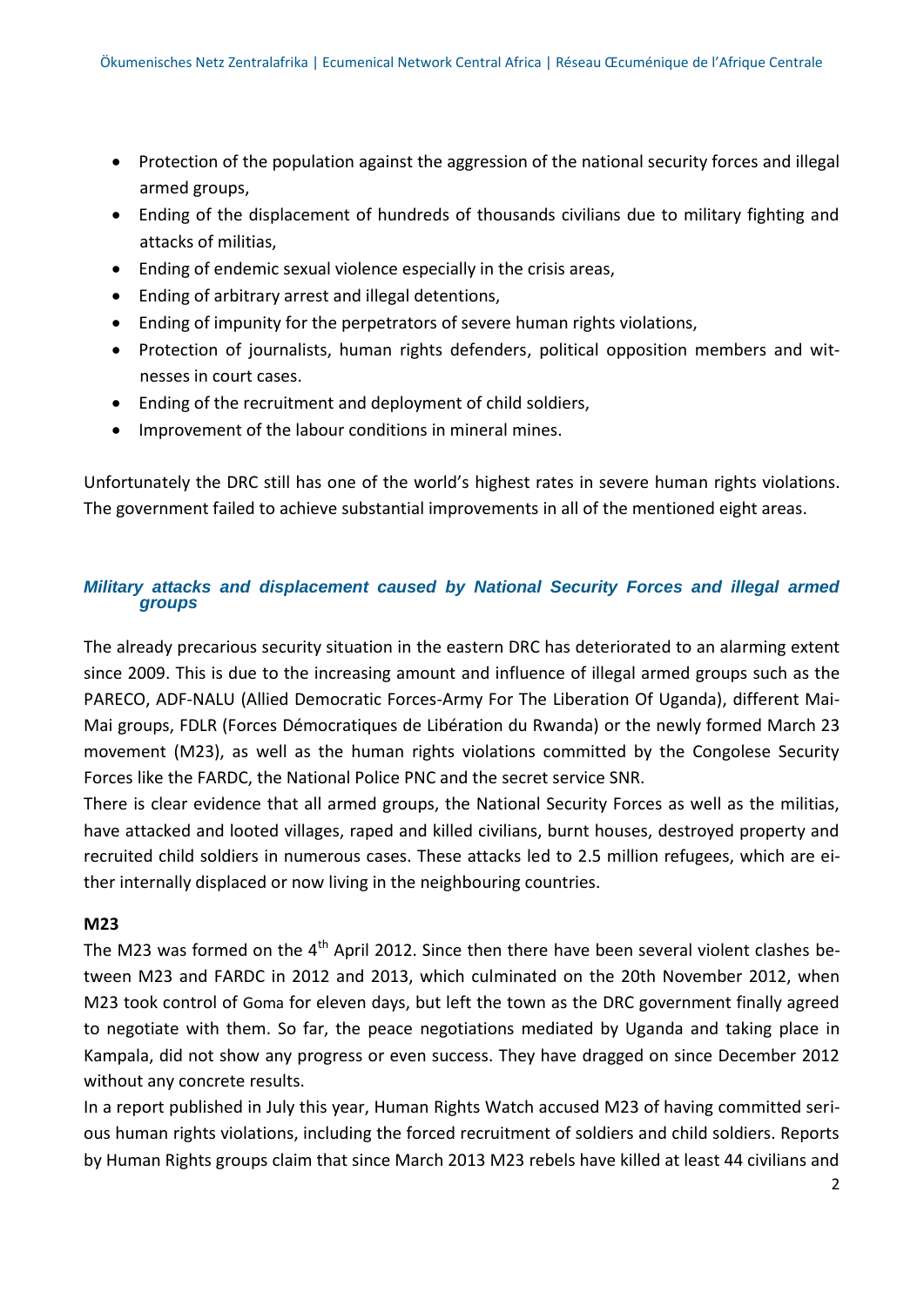- Protection of the population against the aggression of the national security forces and illegal armed groups,
- Ending of the displacement of hundreds of thousands civilians due to military fighting and attacks of militias,
- Ending of endemic sexual violence especially in the crisis areas,
- Ending of arbitrary arrest and illegal detentions,
- Ending of impunity for the perpetrators of severe human rights violations,
- Protection of journalists, human rights defenders, political opposition members and witnesses in court cases.
- Ending of the recruitment and deployment of child soldiers,
- Improvement of the labour conditions in mineral mines.

Unfortunately the DRC still has one of the world's highest rates in severe human rights violations. The government failed to achieve substantial improvements in all of the mentioned eight areas.

## *Military attacks and displacement caused by National Security Forces and illegal armed groups*

The already precarious security situation in the eastern DRC has deteriorated to an alarming extent since 2009. This is due to the increasing amount and influence of illegal armed groups such as the PARECO, ADF-NALU (Allied Democratic Forces-Army For The Liberation Of Uganda), different Mai-Mai groups, FDLR (Forces Démocratiques de Libération du Rwanda) or the newly formed March 23 movement (M23), as well as the human rights violations committed by the Congolese Security Forces like the FARDC, the National Police PNC and the secret service SNR.

There is clear evidence that all armed groups, the National Security Forces as well as the militias, have attacked and looted villages, raped and killed civilians, burnt houses, destroyed property and recruited child soldiers in numerous cases. These attacks led to 2.5 million refugees, which are either internally displaced or now living in the neighbouring countries.

### M23

The M23 was formed on the 4th April 2012. Since then there have been several violent clashes between M23 and FARDC in 2012 and 2013, which culminated on the 20th November 2012, when M23 took control of Goma for eleven days, but left the town as the DRC government finally agreed to negotiate with them. So far, the peace negotiations mediated by Uganda and taking place in Kampala, did not show any progress or even success. They have dragged on since December 2012 without any concrete results.

In a report published in July this year, Human Rights Watch accused M23 of having committed serious human rights violations, including the forced recruitment of soldiers and child soldiers. Reports by Human Rights groups claim that since March 2013 M23 rebels have killed at least 44 civilians and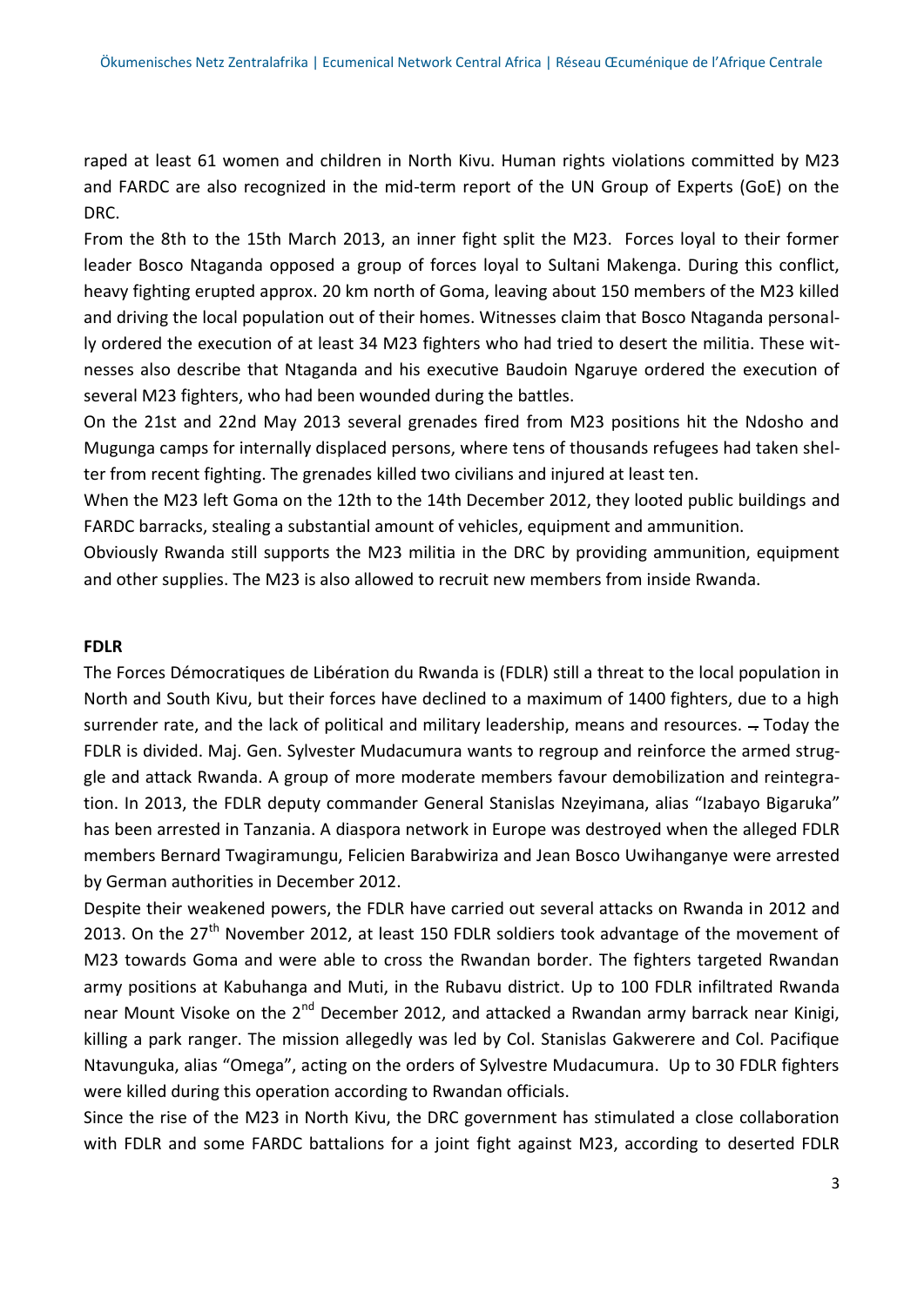raped at least 61 women and children in North Kivu. Human rights violations committed by M23 and FARDC are also recognized in the mid-term report of the UN Group of Experts (GoE) on the DRC.

From the 8th to the 15th March 2013, an inner fight split the M23. Forces loyal to their former leader Bosco Ntaganda opposed a group of forces loyal to Sultani Makenga. During this conflict, heavy fighting erupted approx. 20 km north of Goma, leaving about 150 members of the M23 killed and driving the local population out of their homes. Witnesses claim that Bosco Ntaganda personally ordered the execution of at least 34 M23 fighters who had tried to desert the militia. These witnesses also describe that Ntaganda and his executive Baudoin Ngaruye ordered the execution of several M23 fighters, who had been wounded during the battles.

On the 21st and 22nd May 2013 several grenades fired from M23 positions hit the Ndosho and Mugunga camps for internally displaced persons, where tens of thousands refugees had taken shelter from recent fighting. The grenades killed two civilians and injured at least ten.

When the M23 left Goma on the 12th to the 14th December 2012, they looted public buildings and FARDC barracks, stealing a substantial amount of vehicles, equipment and ammunition.

Obviously Rwanda still supports the M23 militia in the DRC by providing ammunition, equipment and other supplies. The M23 is also allowed to recruit new members from inside Rwanda.

**FDLR**

The Forces Démocratiques de Libération du Rwanda is (FDLR) still a threat to the local population in North and South Kivu, but their forces have declined to a maximum of 1400 fighters, due to a high surrender rate, and the lack of political and military leadership, means and resources. – Today the FDLR is divided. Maj. Gen. Sylvester Mudacumura wants to regroup and reinforce the armed struggle and attack Rwanda. A group of more moderate members favour demobilization and reintegration. In 2013, the FDLR deputy commander General Stanislas Nzeyimana, alias "Izabayo Bigaruka" has been arrested in Tanzania. A diaspora network in Europe was destroyed when the alleged FDLR members Bernard Twagiramungu, Felicien Barabwiriza and Jean Bosco Uwihanganye were arrested by German authorities in December 2012.

Despite their weakened powers, the FDLR have carried out several attacks on Rwanda in 2012 and 2013. On the 27th November 2012, at least 150 FDLR soldiers took advantage of the movement of M23 towards Goma and were able to cross the Rwandan border. The fighters targeted Rwandan army positions at Kabuhanga and Muti, in the Rubavu district. Up to 100 FDLR infiltrated Rwanda near Mount Visoke on the 2nd December 2012, and attacked a Rwandan army barrack near Kinigi, killing a park ranger. The mission allegedly was led by Col. Stanislas Gakwerere and Col. Pacifique Ntavunguka, alias "Omega", acting on the orders of Sylvestre Mudacumura. Up to 30 FDLR fighters were killed during this operation according to Rwandan officials.

Since the rise of the M23 in North Kivu, the DRC government has stimulated a close collaboration with FDLR and some FARDC battalions for a joint fight against M23, according to deserted FDLR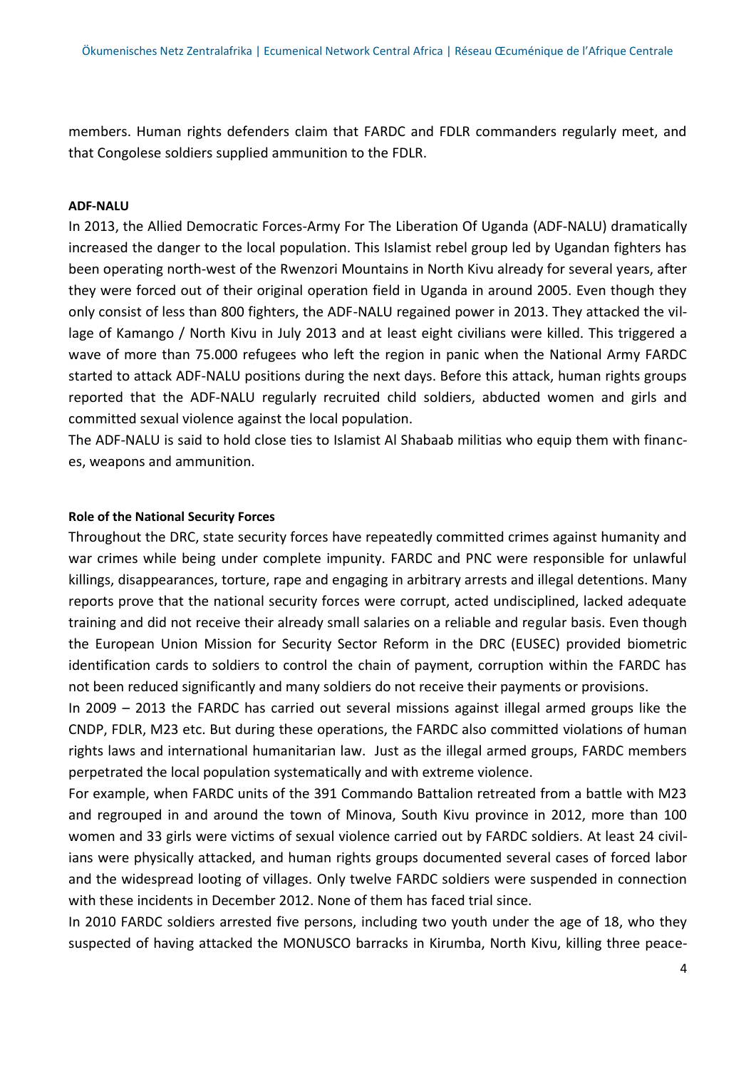members. Human rights defenders claim that FARDC and FDLR commanders regularly meet, and that Congolese soldiers supplied ammunition to the FDLR.

**ADF-NALU**

In 2013, the Allied Democratic Forces-Army For The Liberation Of Uganda (ADF-NALU) dramatically increased the danger to the local population. This Islamist rebel group led by Ugandan fighters has been operating north-west of the Rwenzori Mountains in North Kivu already for several years, after they were forced out of their original operation field in Uganda in around 2005. Even though they only consist of less than 800 fighters, the ADF-NALU regained power in 2013. They attacked the village of Kamango / North Kivu in July 2013 and at least eight civilians were killed. This triggered a wave of more than 75.000 refugees who left the region in panic when the National Army FARDC started to attack ADF-NALU positions during the next days. Before this attack, human rights groups reported that the ADF-NALU regularly recruited child soldiers, abducted women and girls and committed sexual violence against the local population.
The ADF-NALU is said to hold close ties to Islamist Al Shabaab militias who equip them with finances, weapons and ammunition.

**Role of the National Security Forces**

Throughout the DRC, state security forces have repeatedly committed crimes against humanity and war crimes while being under complete impunity. FARDC and PNC were responsible for unlawful killings, disappearances, torture, rape and engaging in arbitrary arrests and illegal detentions. Many reports prove that the national security forces were corrupt, acted undisciplined, lacked adequate training and did not receive their already small salaries on a reliable and regular basis. Even though the European Union Mission for Security Sector Reform in the DRC (EUSEC) provided biometric identification cards to soldiers to control the chain of payment, corruption within the FARDC has not been reduced significantly and many soldiers do not receive their payments or provisions.
In 2009 – 2013 the FARDC has carried out several missions against illegal armed groups like the CNDP, FDLR, M23 etc. But during these operations, the FARDC also committed violations of human rights laws and international humanitarian law. Just as the illegal armed groups, FARDC members perpetrated the local population systematically and with extreme violence.
For example, when FARDC units of the 391 Commando Battalion retreated from a battle with M23 and regrouped in and around the town of Minova, South Kivu province in 2012, more than 100 women and 33 girls were victims of sexual violence carried out by FARDC soldiers. At least 24 civilians were physically attacked, and human rights groups documented several cases of forced labor and the widespread looting of villages. Only twelve FARDC soldiers were suspended in connection with these incidents in December 2012. None of them has faced trial since.
In 2010 FARDC soldiers arrested five persons, including two youth under the age of 18, who they suspected of having attacked the MONUSCO barracks in Kirumba, North Kivu, killing three peace-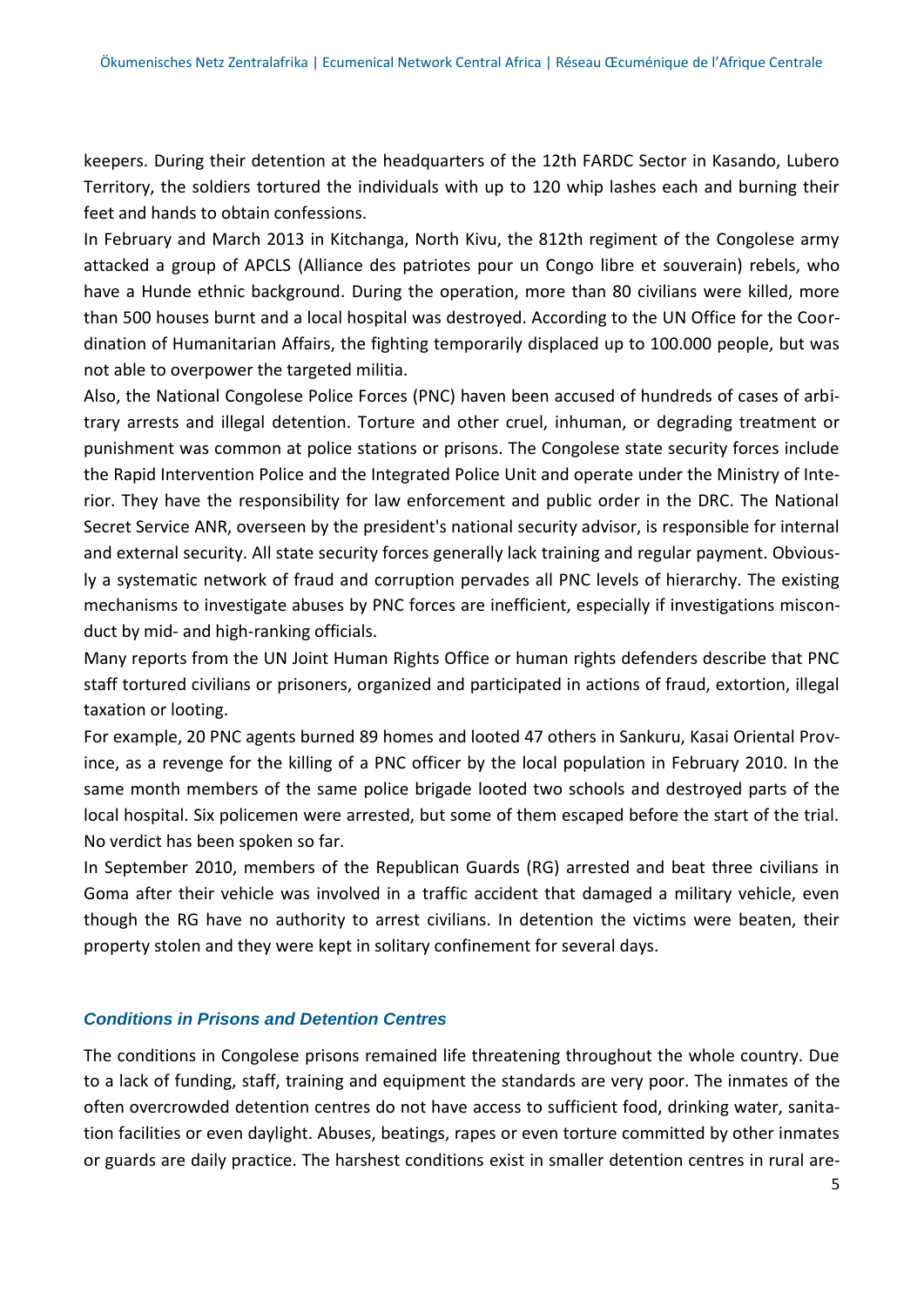keepers. During their detention at the headquarters of the 12th FARDC Sector in Kasando, Lubero Territory, the soldiers tortured the individuals with up to 120 whip lashes each and burning their feet and hands to obtain confessions.

In February and March 2013 in Kitchanga, North Kivu, the 812th regiment of the Congolese army attacked a group of APCLS (Alliance des patriotes pour un Congo libre et souverain) rebels, who have a Hunde ethnic background. During the operation, more than 80 civilians were killed, more than 500 houses burnt and a local hospital was destroyed. According to the UN Office for the Coordination of Humanitarian Affairs, the fighting temporarily displaced up to 100.000 people, but was not able to overpower the targeted militia.

Also, the National Congolese Police Forces (PNC) haven been accused of hundreds of cases of arbitrary arrests and illegal detention. Torture and other cruel, inhuman, or degrading treatment or punishment was common at police stations or prisons. The Congolese state security forces include the Rapid Intervention Police and the Integrated Police Unit and operate under the Ministry of Interior. They have the responsibility for law enforcement and public order in the DRC. The National Secret Service ANR, overseen by the president's national security advisor, is responsible for internal and external security. All state security forces generally lack training and regular payment. Obviously a systematic network of fraud and corruption pervades all PNC levels of hierarchy. The existing mechanisms to investigate abuses by PNC forces are inefficient, especially if investigations misconduct by mid- and high-ranking officials.

Many reports from the UN Joint Human Rights Office or human rights defenders describe that PNC staff tortured civilians or prisoners, organized and participated in actions of fraud, extortion, illegal taxation or looting.

For example, 20 PNC agents burned 89 homes and looted 47 others in Sankuru, Kasai Oriental Province, as a revenge for the killing of a PNC officer by the local population in February 2010. In the same month members of the same police brigade looted two schools and destroyed parts of the local hospital. Six policemen were arrested, but some of them escaped before the start of the trial. No verdict has been spoken so far.

In September 2010, members of the Republican Guards (RG) arrested and beat three civilians in Goma after their vehicle was involved in a traffic accident that damaged a military vehicle, even though the RG have no authority to arrest civilians. In detention the victims were beaten, their property stolen and they were kept in solitary confinement for several days.

### *Conditions in Prisons and Detention Centres*

The conditions in Congolese prisons remained life threatening throughout the whole country. Due to a lack of funding, staff, training and equipment the standards are very poor. The inmates of the often overcrowded detention centres do not have access to sufficient food, drinking water, sanitation facilities or even daylight. Abuses, beatings, rapes or even torture committed by other inmates or guards are daily practice. The harshest conditions exist in smaller detention centres in rural are-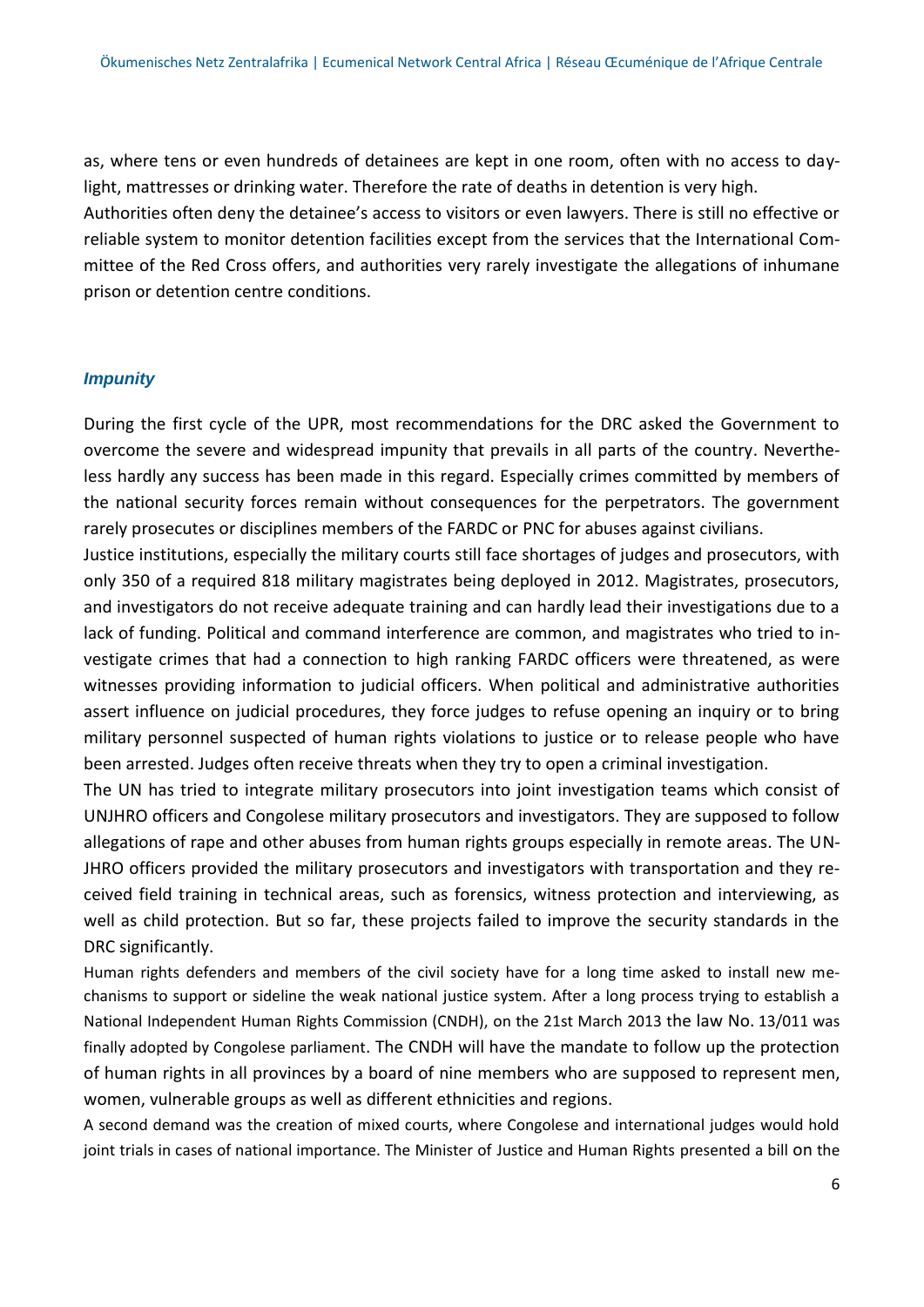as, where tens or even hundreds of detainees are kept in one room, often with no access to daylight, mattresses or drinking water. Therefore the rate of deaths in detention is very high.
Authorities often deny the detainee's access to visitors or even lawyers. There is still no effective or reliable system to monitor detention facilities except from the services that the International Committee of the Red Cross offers, and authorities very rarely investigate the allegations of inhumane prison or detention centre conditions.

### *Impunity*

During the first cycle of the UPR, most recommendations for the DRC asked the Government to overcome the severe and widespread impunity that prevails in all parts of the country. Nevertheless hardly any success has been made in this regard. Especially crimes committed by members of the national security forces remain without consequences for the perpetrators. The government rarely prosecutes or disciplines members of the FARDC or PNC for abuses against civilians.
Justice institutions, especially the military courts still face shortages of judges and prosecutors, with only 350 of a required 818 military magistrates being deployed in 2012. Magistrates, prosecutors, and investigators do not receive adequate training and can hardly lead their investigations due to a lack of funding. Political and command interference are common, and magistrates who tried to investigate crimes that had a connection to high ranking FARDC officers were threatened, as were witnesses providing information to judicial officers. When political and administrative authorities assert influence on judicial procedures, they force judges to refuse opening an inquiry or to bring military personnel suspected of human rights violations to justice or to release people who have been arrested. Judges often receive threats when they try to open a criminal investigation.
The UN has tried to integrate military prosecutors into joint investigation teams which consist of UNJHRO officers and Congolese military prosecutors and investigators. They are supposed to follow allegations of rape and other abuses from human rights groups especially in remote areas. The UNJHRO officers provided the military prosecutors and investigators with transportation and they received field training in technical areas, such as forensics, witness protection and interviewing, as well as child protection. But so far, these projects failed to improve the security standards in the DRC significantly.
Human rights defenders and members of the civil society have for a long time asked to install new mechanisms to support or sideline the weak national justice system. After a long process trying to establish a National Independent Human Rights Commission (CNDH), on the 21st March 2013 the law No. 13/011 was finally adopted by Congolese parliament. The CNDH will have the mandate to follow up the protection of human rights in all provinces by a board of nine members who are supposed to represent men, women, vulnerable groups as well as different ethnicities and regions.
A second demand was the creation of mixed courts, where Congolese and international judges would hold joint trials in cases of national importance. The Minister of Justice and Human Rights presented a bill on the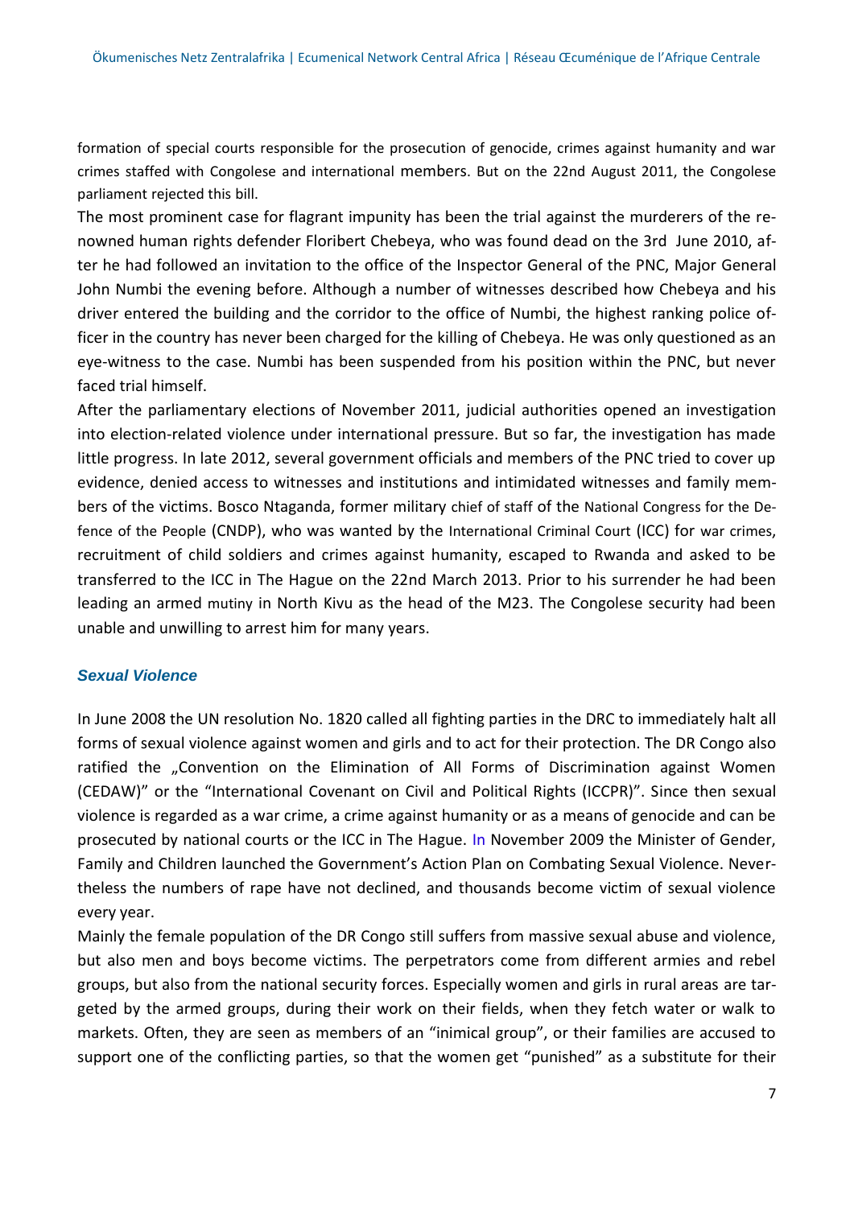formation of special courts responsible for the prosecution of genocide, crimes against humanity and war crimes staffed with Congolese and international members. But on the 22nd August 2011, the Congolese parliament rejected this bill.

The most prominent case for flagrant impunity has been the trial against the murderers of the renowned human rights defender Floribert Chebeya, who was found dead on the 3rd June 2010, after he had followed an invitation to the office of the Inspector General of the PNC, Major General John Numbi the evening before. Although a number of witnesses described how Chebeya and his driver entered the building and the corridor to the office of Numbi, the highest ranking police officer in the country has never been charged for the killing of Chebeya. He was only questioned as an eye-witness to the case. Numbi has been suspended from his position within the PNC, but never faced trial himself.

After the parliamentary elections of November 2011, judicial authorities opened an investigation into election-related violence under international pressure. But so far, the investigation has made little progress. In late 2012, several government officials and members of the PNC tried to cover up evidence, denied access to witnesses and institutions and intimidated witnesses and family members of the victims. Bosco Ntaganda, former military chief of staff of the National Congress for the Defence of the People (CNDP), who was wanted by the International Criminal Court (ICC) for war crimes, recruitment of child soldiers and crimes against humanity, escaped to Rwanda and asked to be transferred to the ICC in The Hague on the 22nd March 2013. Prior to his surrender he had been leading an armed mutiny in North Kivu as the head of the M23. The Congolese security had been unable and unwilling to arrest him for many years.

### *Sexual Violence*

In June 2008 the UN resolution No. 1820 called all fighting parties in the DRC to immediately halt all forms of sexual violence against women and girls and to act for their protection. The DR Congo also ratified the „Convention on the Elimination of All Forms of Discrimination against Women (CEDAW)" or the "International Covenant on Civil and Political Rights (ICCPR)". Since then sexual violence is regarded as a war crime, a crime against humanity or as a means of genocide and can be prosecuted by national courts or the ICC in The Hague. In November 2009 the Minister of Gender, Family and Children launched the Government's Action Plan on Combating Sexual Violence. Nevertheless the numbers of rape have not declined, and thousands become victim of sexual violence every year.

Mainly the female population of the DR Congo still suffers from massive sexual abuse and violence, but also men and boys become victims. The perpetrators come from different armies and rebel groups, but also from the national security forces. Especially women and girls in rural areas are targeted by the armed groups, during their work on their fields, when they fetch water or walk to markets. Often, they are seen as members of an "inimical group", or their families are accused to support one of the conflicting parties, so that the women get "punished" as a substitute for their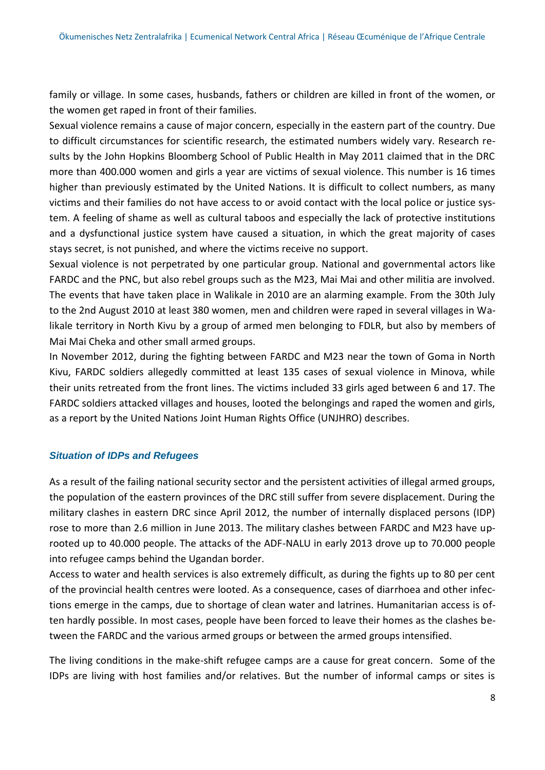family or village. In some cases, husbands, fathers or children are killed in front of the women, or the women get raped in front of their families.

Sexual violence remains a cause of major concern, especially in the eastern part of the country. Due to difficult circumstances for scientific research, the estimated numbers widely vary. Research results by the John Hopkins Bloomberg School of Public Health in May 2011 claimed that in the DRC more than 400.000 women and girls a year are victims of sexual violence. This number is 16 times higher than previously estimated by the United Nations. It is difficult to collect numbers, as many victims and their families do not have access to or avoid contact with the local police or justice system. A feeling of shame as well as cultural taboos and especially the lack of protective institutions and a dysfunctional justice system have caused a situation, in which the great majority of cases stays secret, is not punished, and where the victims receive no support.

Sexual violence is not perpetrated by one particular group. National and governmental actors like FARDC and the PNC, but also rebel groups such as the M23, Mai Mai and other militia are involved. The events that have taken place in Walikale in 2010 are an alarming example. From the 30th July to the 2nd August 2010 at least 380 women, men and children were raped in several villages in Walikale territory in North Kivu by a group of armed men belonging to FDLR, but also by members of Mai Mai Cheka and other small armed groups.

In November 2012, during the fighting between FARDC and M23 near the town of Goma in North Kivu, FARDC soldiers allegedly committed at least 135 cases of sexual violence in Minova, while their units retreated from the front lines. The victims included 33 girls aged between 6 and 17. The FARDC soldiers attacked villages and houses, looted the belongings and raped the women and girls, as a report by the United Nations Joint Human Rights Office (UNJHRO) describes.

### *Situation of IDPs and Refugees*

As a result of the failing national security sector and the persistent activities of illegal armed groups, the population of the eastern provinces of the DRC still suffer from severe displacement. During the military clashes in eastern DRC since April 2012, the number of internally displaced persons (IDP) rose to more than 2.6 million in June 2013. The military clashes between FARDC and M23 have uprooted up to 40.000 people. The attacks of the ADF-NALU in early 2013 drove up to 70.000 people into refugee camps behind the Ugandan border.

Access to water and health services is also extremely difficult, as during the fights up to 80 per cent of the provincial health centres were looted. As a consequence, cases of diarrhoea and other infections emerge in the camps, due to shortage of clean water and latrines. Humanitarian access is often hardly possible. In most cases, people have been forced to leave their homes as the clashes between the FARDC and the various armed groups or between the armed groups intensified.

The living conditions in the make-shift refugee camps are a cause for great concern. Some of the IDPs are living with host families and/or relatives. But the number of informal camps or sites is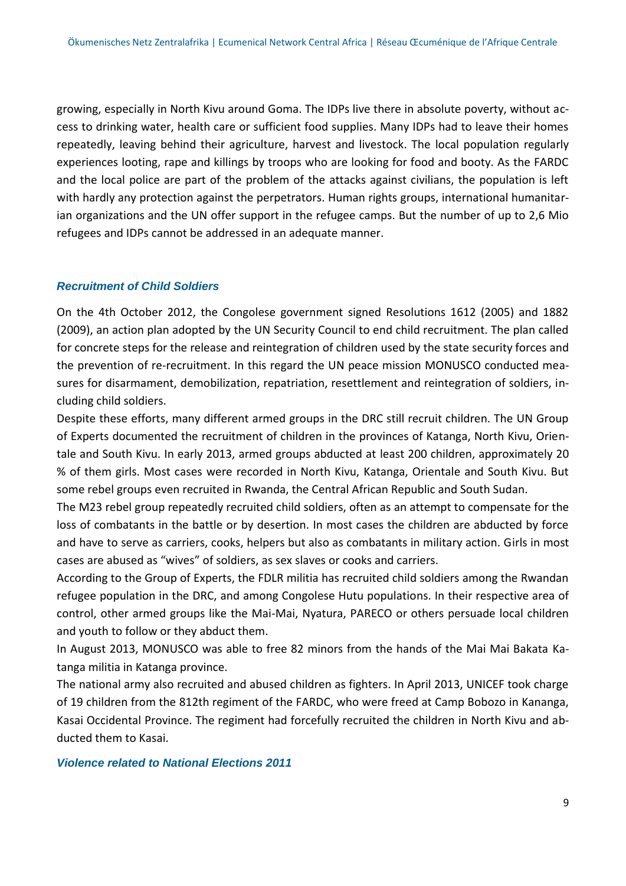growing, especially in North Kivu around Goma. The IDPs live there in absolute poverty, without access to drinking water, health care or sufficient food supplies. Many IDPs had to leave their homes repeatedly, leaving behind their agriculture, harvest and livestock. The local population regularly experiences looting, rape and killings by troops who are looking for food and booty. As the FARDC and the local police are part of the problem of the attacks against civilians, the population is left with hardly any protection against the perpetrators. Human rights groups, international humanitarian organizations and the UN offer support in the refugee camps. But the number of up to 2,6 Mio refugees and IDPs cannot be addressed in an adequate manner.

### *Recruitment of Child Soldiers*

On the 4th October 2012, the Congolese government signed Resolutions 1612 (2005) and 1882 (2009), an action plan adopted by the UN Security Council to end child recruitment. The plan called for concrete steps for the release and reintegration of children used by the state security forces and the prevention of re-recruitment. In this regard the UN peace mission MONUSCO conducted measures for disarmament, demobilization, repatriation, resettlement and reintegration of soldiers, including child soldiers.

Despite these efforts, many different armed groups in the DRC still recruit children. The UN Group of Experts documented the recruitment of children in the provinces of Katanga, North Kivu, Orientale and South Kivu. In early 2013, armed groups abducted at least 200 children, approximately 20 % of them girls. Most cases were recorded in North Kivu, Katanga, Orientale and South Kivu. But some rebel groups even recruited in Rwanda, the Central African Republic and South Sudan.

The M23 rebel group repeatedly recruited child soldiers, often as an attempt to compensate for the loss of combatants in the battle or by desertion. In most cases the children are abducted by force and have to serve as carriers, cooks, helpers but also as combatants in military action. Girls in most cases are abused as "wives" of soldiers, as sex slaves or cooks and carriers.

According to the Group of Experts, the FDLR militia has recruited child soldiers among the Rwandan refugee population in the DRC, and among Congolese Hutu populations. In their respective area of control, other armed groups like the Mai-Mai, Nyatura, PARECO or others persuade local children and youth to follow or they abduct them.

In August 2013, MONUSCO was able to free 82 minors from the hands of the Mai Mai Bakata Katanga militia in Katanga province.

The national army also recruited and abused children as fighters. In April 2013, UNICEF took charge of 19 children from the 812th regiment of the FARDC, who were freed at Camp Bobozo in Kananga, Kasai Occidental Province. The regiment had forcefully recruited the children in North Kivu and abducted them to Kasai.

### *Violence related to National Elections 2011*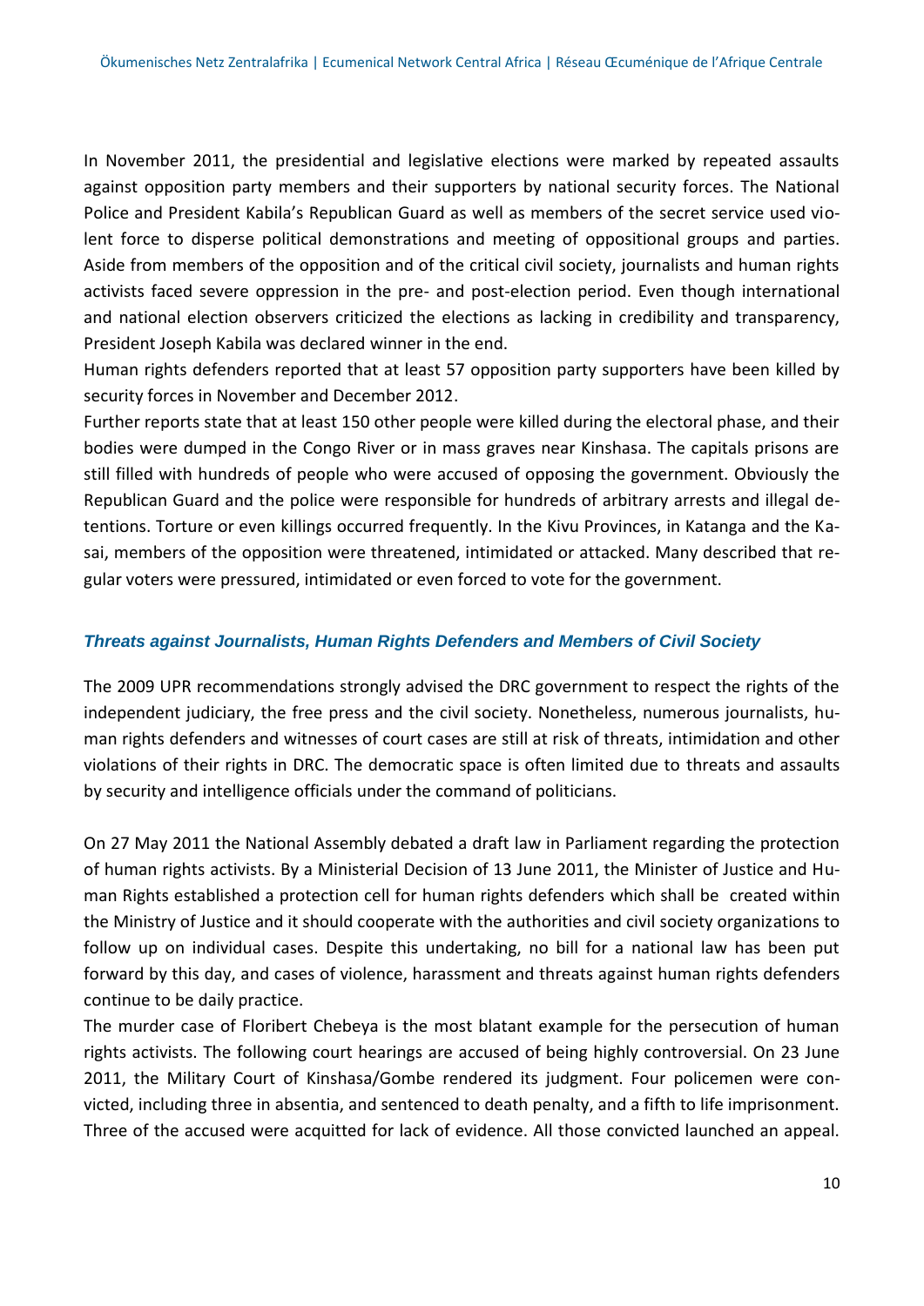In November 2011, the presidential and legislative elections were marked by repeated assaults against opposition party members and their supporters by national security forces. The National Police and President Kabila's Republican Guard as well as members of the secret service used violent force to disperse political demonstrations and meeting of oppositional groups and parties. Aside from members of the opposition and of the critical civil society, journalists and human rights activists faced severe oppression in the pre- and post-election period. Even though international and national election observers criticized the elections as lacking in credibility and transparency, President Joseph Kabila was declared winner in the end.

Human rights defenders reported that at least 57 opposition party supporters have been killed by security forces in November and December 2012.

Further reports state that at least 150 other people were killed during the electoral phase, and their bodies were dumped in the Congo River or in mass graves near Kinshasa. The capitals prisons are still filled with hundreds of people who were accused of opposing the government. Obviously the Republican Guard and the police were responsible for hundreds of arbitrary arrests and illegal detentions. Torture or even killings occurred frequently. In the Kivu Provinces, in Katanga and the Kasai, members of the opposition were threatened, intimidated or attacked. Many described that regular voters were pressured, intimidated or even forced to vote for the government.

### *Threats against Journalists, Human Rights Defenders and Members of Civil Society*

The 2009 UPR recommendations strongly advised the DRC government to respect the rights of the independent judiciary, the free press and the civil society. Nonetheless, numerous journalists, human rights defenders and witnesses of court cases are still at risk of threats, intimidation and other violations of their rights in DRC. The democratic space is often limited due to threats and assaults by security and intelligence officials under the command of politicians.

On 27 May 2011 the National Assembly debated a draft law in Parliament regarding the protection of human rights activists. By a Ministerial Decision of 13 June 2011, the Minister of Justice and Human Rights established a protection cell for human rights defenders which shall be created within the Ministry of Justice and it should cooperate with the authorities and civil society organizations to follow up on individual cases. Despite this undertaking, no bill for a national law has been put forward by this day, and cases of violence, harassment and threats against human rights defenders continue to be daily practice.

The murder case of Floribert Chebeya is the most blatant example for the persecution of human rights activists. The following court hearings are accused of being highly controversial. On 23 June 2011, the Military Court of Kinshasa/Gombe rendered its judgment. Four policemen were convicted, including three in absentia, and sentenced to death penalty, and a fifth to life imprisonment. Three of the accused were acquitted for lack of evidence. All those convicted launched an appeal.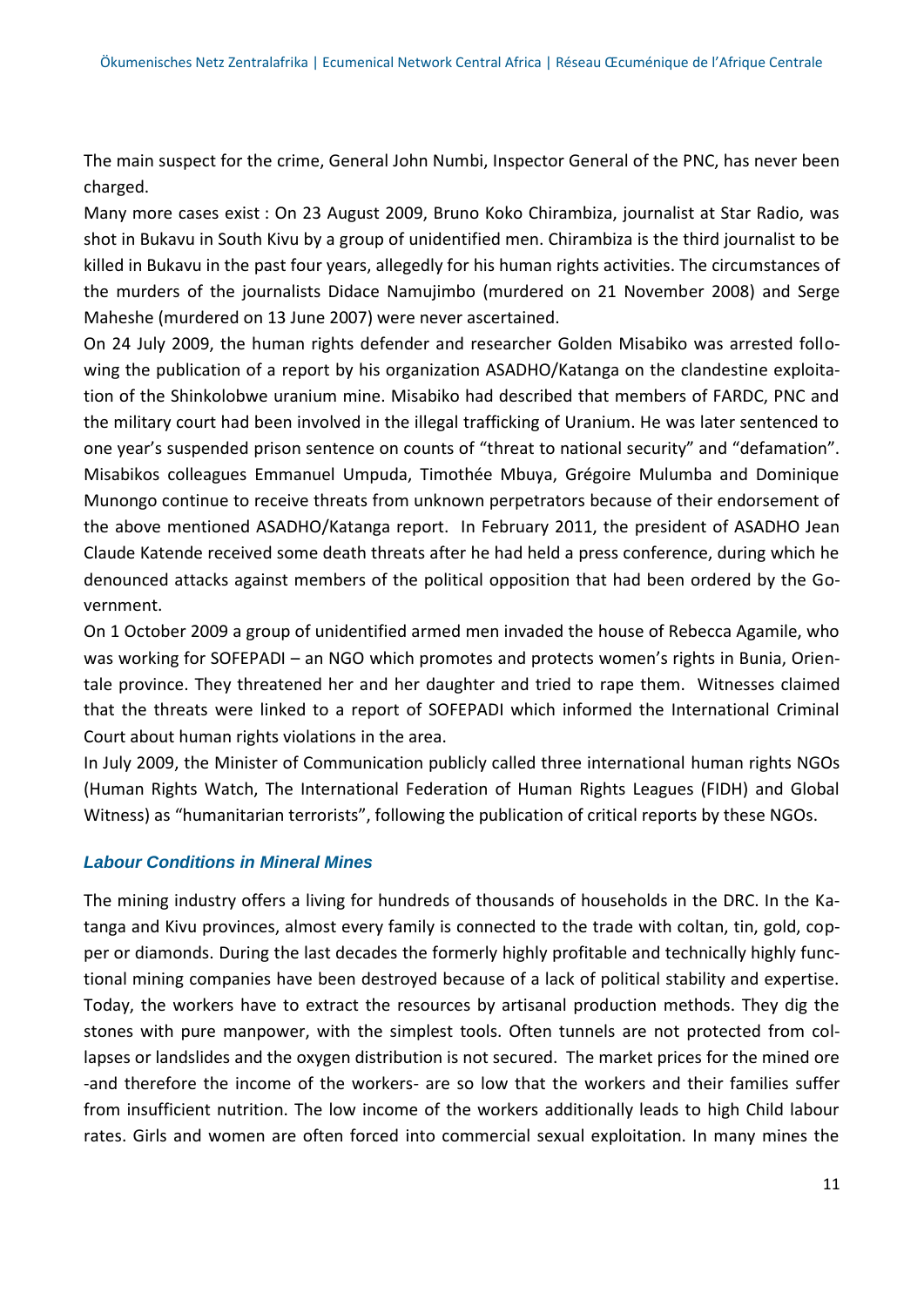The main suspect for the crime, General John Numbi, Inspector General of the PNC, has never been charged.

Many more cases exist : On 23 August 2009, Bruno Koko Chirambiza, journalist at Star Radio, was shot in Bukavu in South Kivu by a group of unidentified men. Chirambiza is the third journalist to be killed in Bukavu in the past four years, allegedly for his human rights activities. The circumstances of the murders of the journalists Didace Namujimbo (murdered on 21 November 2008) and Serge Maheshe (murdered on 13 June 2007) were never ascertained.

On 24 July 2009, the human rights defender and researcher Golden Misabiko was arrested following the publication of a report by his organization ASADHO/Katanga on the clandestine exploitation of the Shinkolobwe uranium mine. Misabiko had described that members of FARDC, PNC and the military court had been involved in the illegal trafficking of Uranium. He was later sentenced to one year's suspended prison sentence on counts of "threat to national security" and "defamation". Misabikos colleagues Emmanuel Umpuda, Timothée Mbuya, Grégoire Mulumba and Dominique Munongo continue to receive threats from unknown perpetrators because of their endorsement of the above mentioned ASADHO/Katanga report. In February 2011, the president of ASADHO Jean Claude Katende received some death threats after he had held a press conference, during which he denounced attacks against members of the political opposition that had been ordered by the Government.

On 1 October 2009 a group of unidentified armed men invaded the house of Rebecca Agamile, who was working for SOFEPADI – an NGO which promotes and protects women's rights in Bunia, Orientale province. They threatened her and her daughter and tried to rape them. Witnesses claimed that the threats were linked to a report of SOFEPADI which informed the International Criminal Court about human rights violations in the area.

In July 2009, the Minister of Communication publicly called three international human rights NGOs (Human Rights Watch, The International Federation of Human Rights Leagues (FIDH) and Global Witness) as "humanitarian terrorists", following the publication of critical reports by these NGOs.

### *Labour Conditions in Mineral Mines*

The mining industry offers a living for hundreds of thousands of households in the DRC. In the Katanga and Kivu provinces, almost every family is connected to the trade with coltan, tin, gold, copper or diamonds. During the last decades the formerly highly profitable and technically highly functional mining companies have been destroyed because of a lack of political stability and expertise. Today, the workers have to extract the resources by artisanal production methods. They dig the stones with pure manpower, with the simplest tools. Often tunnels are not protected from collapses or landslides and the oxygen distribution is not secured. The market prices for the mined ore -and therefore the income of the workers- are so low that the workers and their families suffer from insufficient nutrition. The low income of the workers additionally leads to high Child labour rates. Girls and women are often forced into commercial sexual exploitation. In many mines the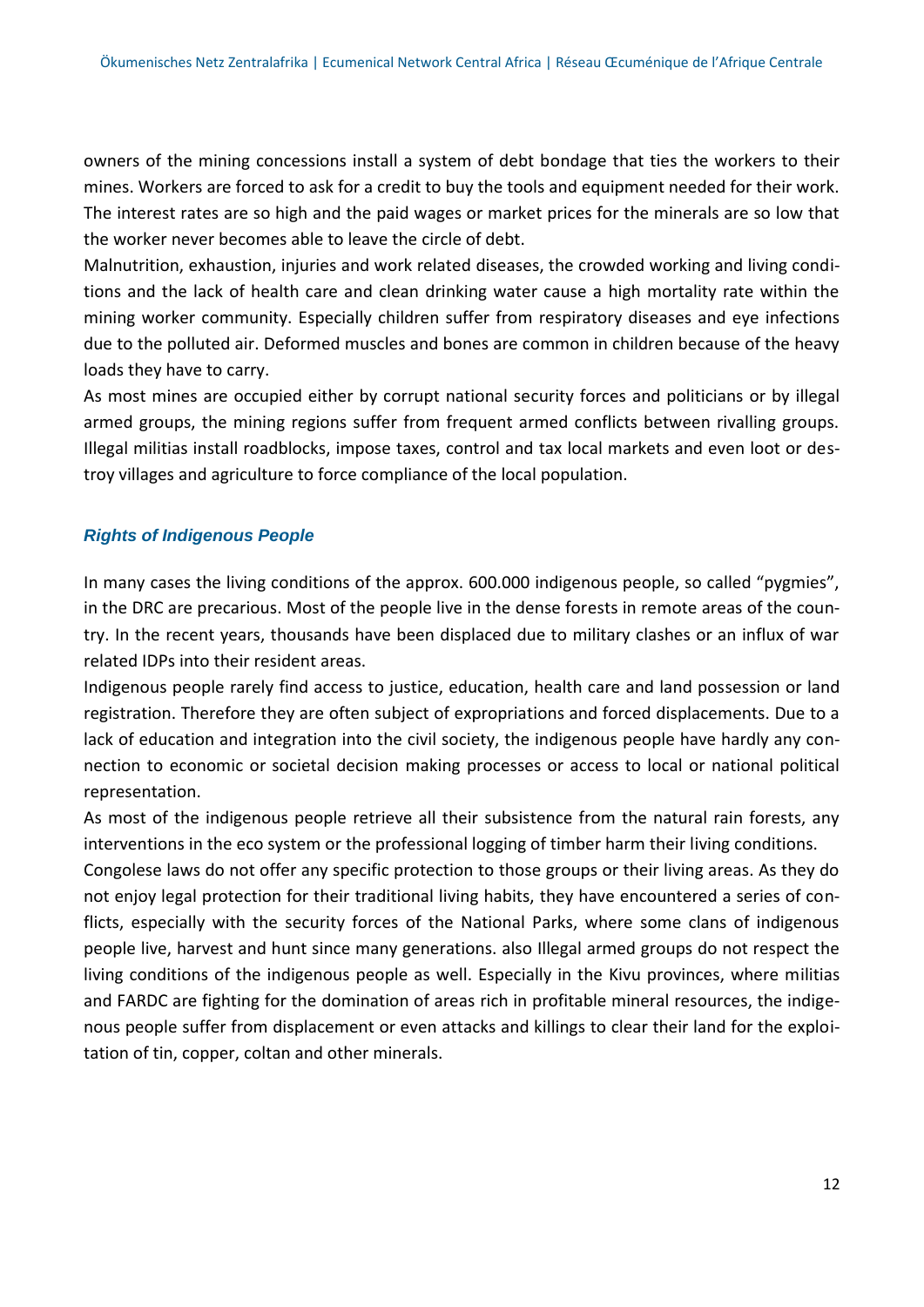owners of the mining concessions install a system of debt bondage that ties the workers to their mines. Workers are forced to ask for a credit to buy the tools and equipment needed for their work. The interest rates are so high and the paid wages or market prices for the minerals are so low that the worker never becomes able to leave the circle of debt.

Malnutrition, exhaustion, injuries and work related diseases, the crowded working and living conditions and the lack of health care and clean drinking water cause a high mortality rate within the mining worker community. Especially children suffer from respiratory diseases and eye infections due to the polluted air. Deformed muscles and bones are common in children because of the heavy loads they have to carry.

As most mines are occupied either by corrupt national security forces and politicians or by illegal armed groups, the mining regions suffer from frequent armed conflicts between rivalling groups. Illegal militias install roadblocks, impose taxes, control and tax local markets and even loot or destroy villages and agriculture to force compliance of the local population.

### *Rights of Indigenous People*

In many cases the living conditions of the approx. 600.000 indigenous people, so called "pygmies", in the DRC are precarious. Most of the people live in the dense forests in remote areas of the country. In the recent years, thousands have been displaced due to military clashes or an influx of war related IDPs into their resident areas.

Indigenous people rarely find access to justice, education, health care and land possession or land registration. Therefore they are often subject of expropriations and forced displacements. Due to a lack of education and integration into the civil society, the indigenous people have hardly any connection to economic or societal decision making processes or access to local or national political representation.

As most of the indigenous people retrieve all their subsistence from the natural rain forests, any interventions in the eco system or the professional logging of timber harm their living conditions.

Congolese laws do not offer any specific protection to those groups or their living areas. As they do not enjoy legal protection for their traditional living habits, they have encountered a series of conflicts, especially with the security forces of the National Parks, where some clans of indigenous people live, harvest and hunt since many generations. also Illegal armed groups do not respect the living conditions of the indigenous people as well. Especially in the Kivu provinces, where militias and FARDC are fighting for the domination of areas rich in profitable mineral resources, the indigenous people suffer from displacement or even attacks and killings to clear their land for the exploitation of tin, copper, coltan and other minerals.